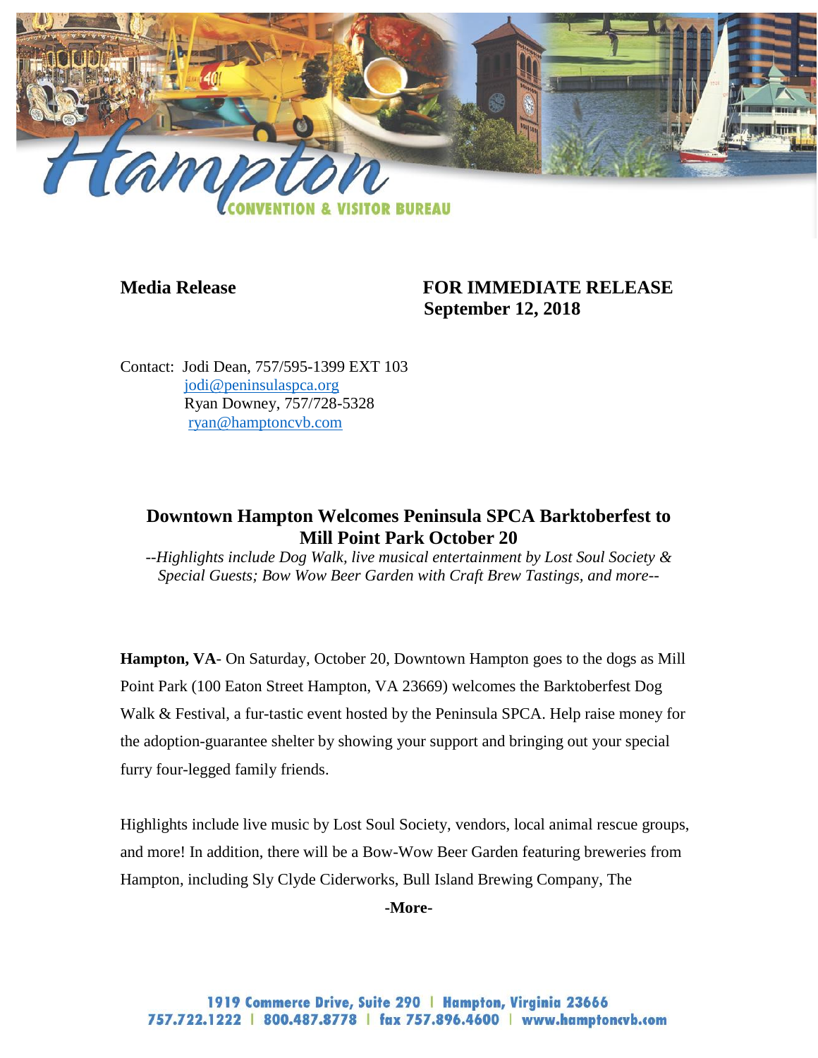**Media Release** **FOR IMMEDIATE RELEASE**
**September 12, 2018**

Contact: Jodi Dean, 757/595-1399 EXT 103
jodi@peninsulaspca.org
Ryan Downey, 757/728-5328
ryan@hamptoncvb.com

## Downtown Hampton Welcomes Peninsula SPCA Barktoberfest to Mill Point Park October 20

*--Highlights include Dog Walk, live musical entertainment by Lost Soul Society & Special Guests; Bow Wow Beer Garden with Craft Brew Tastings, and more--*

**Hampton, VA**- On Saturday, October 20, Downtown Hampton goes to the dogs as Mill Point Park (100 Eaton Street Hampton, VA 23669) welcomes the Barktoberfest Dog Walk & Festival, a fur-tastic event hosted by the Peninsula SPCA. Help raise money for the adoption-guarantee shelter by showing your support and bringing out your special furry four-legged family friends.

Highlights include live music by Lost Soul Society, vendors, local animal rescue groups, and more! In addition, there will be a Bow-Wow Beer Garden featuring breweries from Hampton, including Sly Clyde Ciderworks, Bull Island Brewing Company, The

**-More-**

1919 Commerce Drive, Suite 290 | Hampton, Virginia 23666
757.722.1222 | 800.487.8778 | fax 757.896.4600 | www.hamptoncvb.com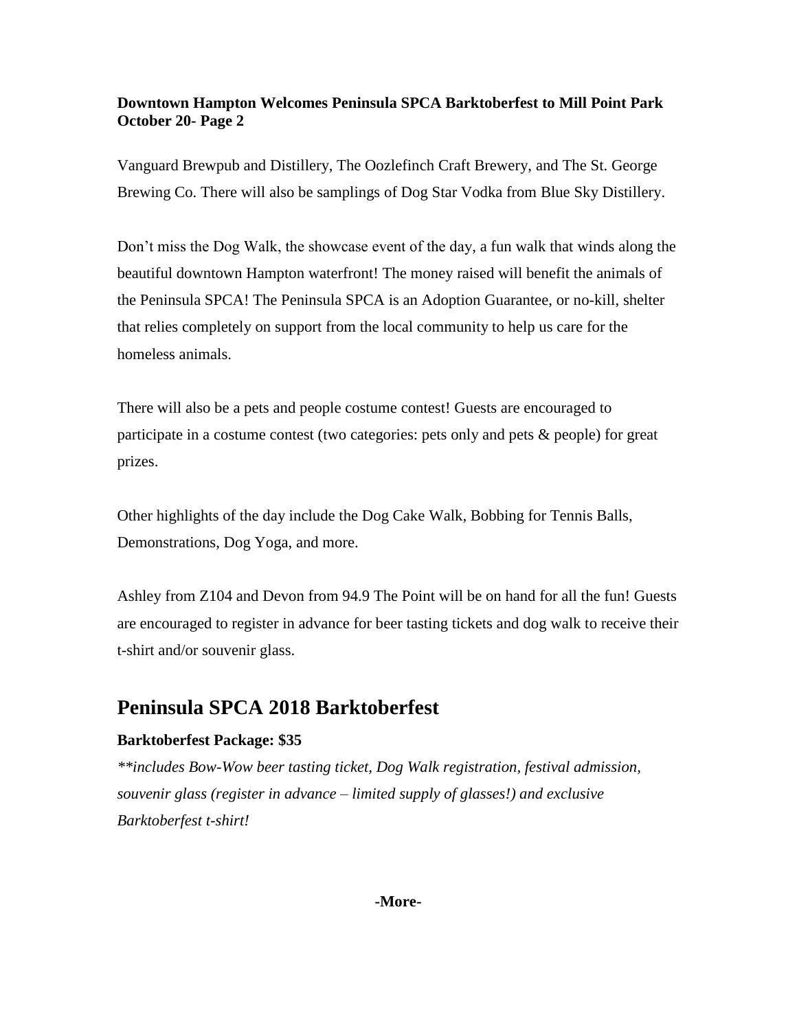Vanguard Brewpub and Distillery, The Oozlefinch Craft Brewery, and The St. George Brewing Co. There will also be samplings of Dog Star Vodka from Blue Sky Distillery.

Don't miss the Dog Walk, the showcase event of the day, a fun walk that winds along the beautiful downtown Hampton waterfront! The money raised will benefit the animals of the Peninsula SPCA! The Peninsula SPCA is an Adoption Guarantee, or no-kill, shelter that relies completely on support from the local community to help us care for the homeless animals.

There will also be a pets and people costume contest! Guests are encouraged to participate in a costume contest (two categories: pets only and pets & people) for great prizes.

Other highlights of the day include the Dog Cake Walk, Bobbing for Tennis Balls, Demonstrations, Dog Yoga, and more.

Ashley from Z104 and Devon from 94.9 The Point will be on hand for all the fun! Guests are encouraged to register in advance for beer tasting tickets and dog walk to receive their t-shirt and/or souvenir glass.

## Peninsula SPCA 2018 Barktoberfest

**Barktoberfest Package: $35**

*\*\*includes Bow-Wow beer tasting ticket, Dog Walk registration, festival admission, souvenir glass (register in advance – limited supply of glasses!) and exclusive Barktoberfest t-shirt!*

**-More-**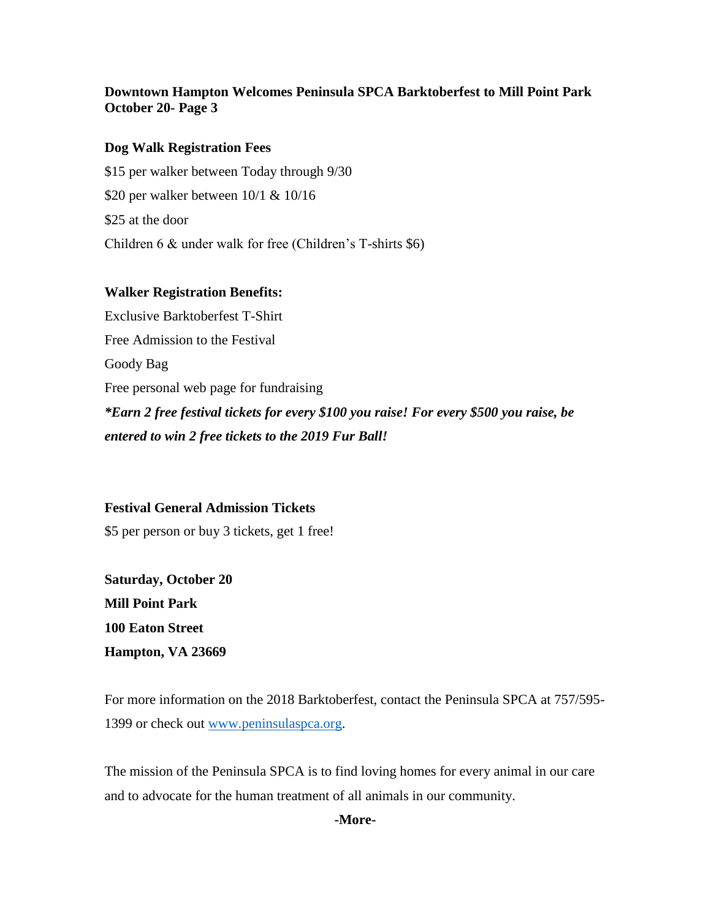**Downtown Hampton Welcomes Peninsula SPCA Barktoberfest to Mill Point Park October 20- Page 3**

**Dog Walk Registration Fees**

$15 per walker between Today through 9/30

$20 per walker between 10/1 & 10/16

$25 at the door

Children 6 & under walk for free (Children's T-shirts $6)

**Walker Registration Benefits:**

Exclusive Barktoberfest T-Shirt

Free Admission to the Festival

Goody Bag

Free personal web page for fundraising

***\*Earn 2 free festival tickets for every $100 you raise! For every $500 you raise, be entered to win 2 free tickets to the 2019 Fur Ball!***

**Festival General Admission Tickets**

$5 per person or buy 3 tickets, get 1 free!

**Saturday, October 20**
**Mill Point Park**
**100 Eaton Street**
**Hampton, VA 23669**

For more information on the 2018 Barktoberfest, contact the Peninsula SPCA at 757/595-1399 or check out [www.peninsulaspca.org](http://www.peninsulaspca.org).

The mission of the Peninsula SPCA is to find loving homes for every animal in our care and to advocate for the human treatment of all animals in our community.

**-More-**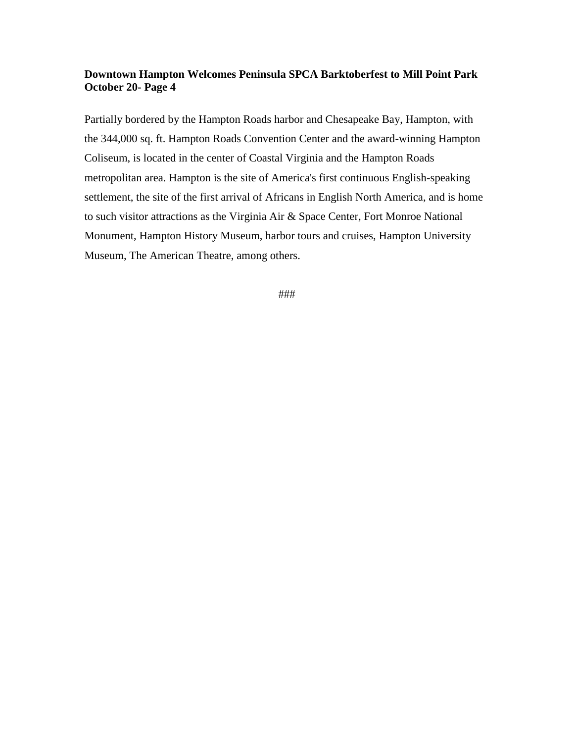Partially bordered by the Hampton Roads harbor and Chesapeake Bay, Hampton, with the 344,000 sq. ft. Hampton Roads Convention Center and the award-winning Hampton Coliseum, is located in the center of Coastal Virginia and the Hampton Roads metropolitan area. Hampton is the site of America's first continuous English-speaking settlement, the site of the first arrival of Africans in English North America, and is home to such visitor attractions as the Virginia Air & Space Center, Fort Monroe National Monument, Hampton History Museum, harbor tours and cruises, Hampton University Museum, The American Theatre, among others.

###